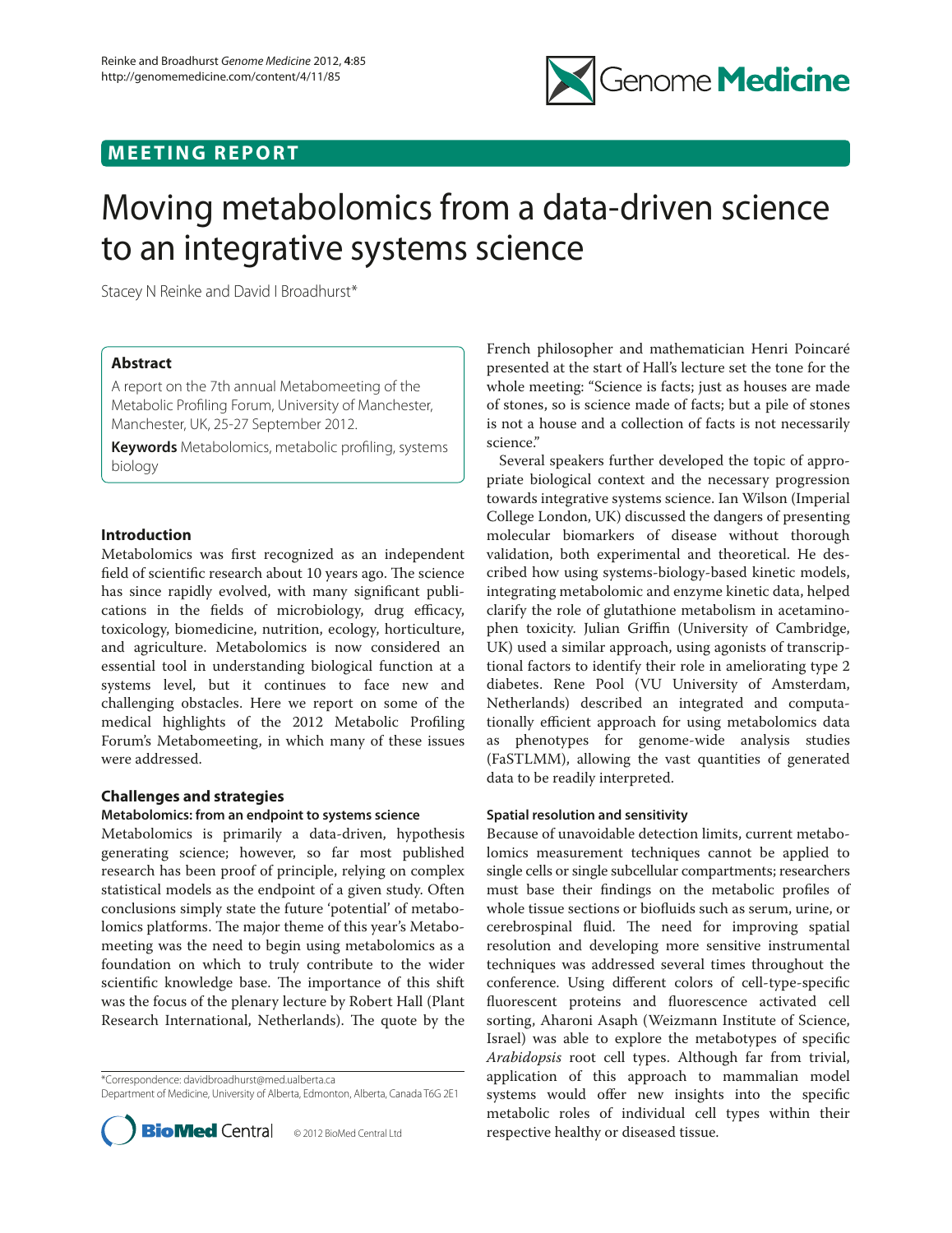MEETING REPORT

# Moving metabolomics from a data-driven science to an integrative systems science

Stacey N Reinke and David I Broadhurst*

## Abstract

A report on the 7th annual Metabomeeting of the Metabolic Profiling Forum, University of Manchester, Manchester, UK, 25-27 September 2012.

**Keywords** Metabolomics, metabolic profiling, systems biology

## Introduction

Metabolomics was first recognized as an independent field of scientific research about 10 years ago. The science has since rapidly evolved, with many significant publications in the fields of microbiology, drug efficacy, toxicology, biomedicine, nutrition, ecology, horticulture, and agriculture. Metabolomics is now considered an essential tool in understanding biological function at a systems level, but it continues to face new and challenging obstacles. Here we report on some of the medical highlights of the 2012 Metabolic Profiling Forum's Metabomeeting, in which many of these issues were addressed.

## Challenges and strategies

### Metabolomics: from an endpoint to systems science

Metabolomics is primarily a data-driven, hypothesis generating science; however, so far most published research has been proof of principle, relying on complex statistical models as the endpoint of a given study. Often conclusions simply state the future 'potential' of metabolomics platforms. The major theme of this year's Metabomeeting was the need to begin using metabolomics as a foundation on which to truly contribute to the wider scientific knowledge base. The importance of this shift was the focus of the plenary lecture by Robert Hall (Plant Research International, Netherlands). The quote by the French philosopher and mathematician Henri Poincaré presented at the start of Hall's lecture set the tone for the whole meeting: "Science is facts; just as houses are made of stones, so is science made of facts; but a pile of stones is not a house and a collection of facts is not necessarily science."

Several speakers further developed the topic of appropriate biological context and the necessary progression towards integrative systems science. Ian Wilson (Imperial College London, UK) discussed the dangers of presenting molecular biomarkers of disease without thorough validation, both experimental and theoretical. He described how using systems-biology-based kinetic models, integrating metabolomic and enzyme kinetic data, helped clarify the role of glutathione metabolism in acetaminophen toxicity. Julian Griffin (University of Cambridge, UK) used a similar approach, using agonists of transcriptional factors to identify their role in ameliorating type 2 diabetes. Rene Pool (VU University of Amsterdam, Netherlands) described an integrated and computationally efficient approach for using metabolomics data as phenotypes for genome-wide analysis studies (FaSTLMM), allowing the vast quantities of generated data to be readily interpreted.

### Spatial resolution and sensitivity

Because of unavoidable detection limits, current metabolomics measurement techniques cannot be applied to single cells or single subcellular compartments; researchers must base their findings on the metabolic profiles of whole tissue sections or biofluids such as serum, urine, or cerebrospinal fluid. The need for improving spatial resolution and developing more sensitive instrumental techniques was addressed several times throughout the conference. Using different colors of cell-type-specific fluorescent proteins and fluorescence activated cell sorting, Aharoni Asaph (Weizmann Institute of Science, Israel) was able to explore the metabotypes of specific *Arabidopsis* root cell types. Although far from trivial, application of this approach to mammalian model systems would offer new insights into the specific metabolic roles of individual cell types within their respective healthy or diseased tissue.

*Correspondence: davidbroadhurst@med.ualberta.ca
Department of Medicine, University of Alberta, Edmonton, Alberta, Canada T6G 2E1

© 2012 BioMed Central Ltd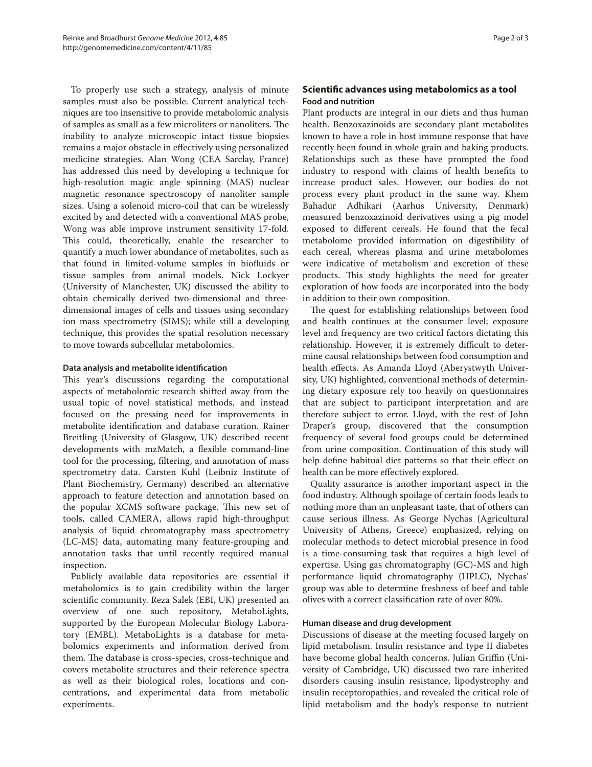To properly use such a strategy, analysis of minute samples must also be possible. Current analytical techniques are too insensitive to provide metabolomic analysis of samples as small as a few microliters or nanoliters. The inability to analyze microscopic intact tissue biopsies remains a major obstacle in effectively using personalized medicine strategies. Alan Wong (CEA Sarclay, France) has addressed this need by developing a technique for high-resolution magic angle spinning (MAS) nuclear magnetic resonance spectroscopy of nanoliter sample sizes. Using a solenoid micro-coil that can be wirelessly excited by and detected with a conventional MAS probe, Wong was able improve instrument sensitivity 17-fold. This could, theoretically, enable the researcher to quantify a much lower abundance of metabolites, such as that found in limited-volume samples in biofluids or tissue samples from animal models. Nick Lockyer (University of Manchester, UK) discussed the ability to obtain chemically derived two-dimensional and three-dimensional images of cells and tissues using secondary ion mass spectrometry (SIMS); while still a developing technique, this provides the spatial resolution necessary to move towards subcellular metabolomics.

### Data analysis and metabolite identification

This year's discussions regarding the computational aspects of metabolomic research shifted away from the usual topic of novel statistical methods, and instead focused on the pressing need for improvements in metabolite identification and database curation. Rainer Breitling (University of Glasgow, UK) described recent developments with mzMatch, a flexible command-line tool for the processing, filtering, and annotation of mass spectrometry data. Carsten Kuhl (Leibniz Institute of Plant Biochemistry, Germany) described an alternative approach to feature detection and annotation based on the popular XCMS software package. This new set of tools, called CAMERA, allows rapid high-throughput analysis of liquid chromatography mass spectrometry (LC-MS) data, automating many feature-grouping and annotation tasks that until recently required manual inspection.

Publicly available data repositories are essential if metabolomics is to gain credibility within the larger scientific community. Reza Salek (EBI, UK) presented an overview of one such repository, MetaboLights, supported by the European Molecular Biology Laboratory (EMBL). MetaboLights is a database for metabolomics experiments and information derived from them. The database is cross-species, cross-technique and covers metabolite structures and their reference spectra as well as their biological roles, locations and concentrations, and experimental data from metabolic experiments.

## Scientific advances using metabolomics as a tool

### Food and nutrition

Plant products are integral in our diets and thus human health. Benzoxazinoids are secondary plant metabolites known to have a role in host immune response that have recently been found in whole grain and baking products. Relationships such as these have prompted the food industry to respond with claims of health benefits to increase product sales. However, our bodies do not process every plant product in the same way. Khem Bahadur Adhikari (Aarhus University, Denmark) measured benzoxazinoid derivatives using a pig model exposed to different cereals. He found that the fecal metabolome provided information on digestibility of each cereal, whereas plasma and urine metabolomes were indicative of metabolism and excretion of these products. This study highlights the need for greater exploration of how foods are incorporated into the body in addition to their own composition.

The quest for establishing relationships between food and health continues at the consumer level; exposure level and frequency are two critical factors dictating this relationship. However, it is extremely difficult to determine causal relationships between food consumption and health effects. As Amanda Lloyd (Aberystwyth University, UK) highlighted, conventional methods of determining dietary exposure rely too heavily on questionnaires that are subject to participant interpretation and are therefore subject to error. Lloyd, with the rest of John Draper's group, discovered that the consumption frequency of several food groups could be determined from urine composition. Continuation of this study will help define habitual diet patterns so that their effect on health can be more effectively explored.

Quality assurance is another important aspect in the food industry. Although spoilage of certain foods leads to nothing more than an unpleasant taste, that of others can cause serious illness. As George Nychas (Agricultural University of Athens, Greece) emphasized, relying on molecular methods to detect microbial presence in food is a time-consuming task that requires a high level of expertise. Using gas chromatography (GC)-MS and high performance liquid chromatography (HPLC), Nychas' group was able to determine freshness of beef and table olives with a correct classification rate of over 80%.

### Human disease and drug development

Discussions of disease at the meeting focused largely on lipid metabolism. Insulin resistance and type II diabetes have become global health concerns. Julian Griffin (University of Cambridge, UK) discussed two rare inherited disorders causing insulin resistance, lipodystrophy and insulin receptoropathies, and revealed the critical role of lipid metabolism and the body's response to nutrient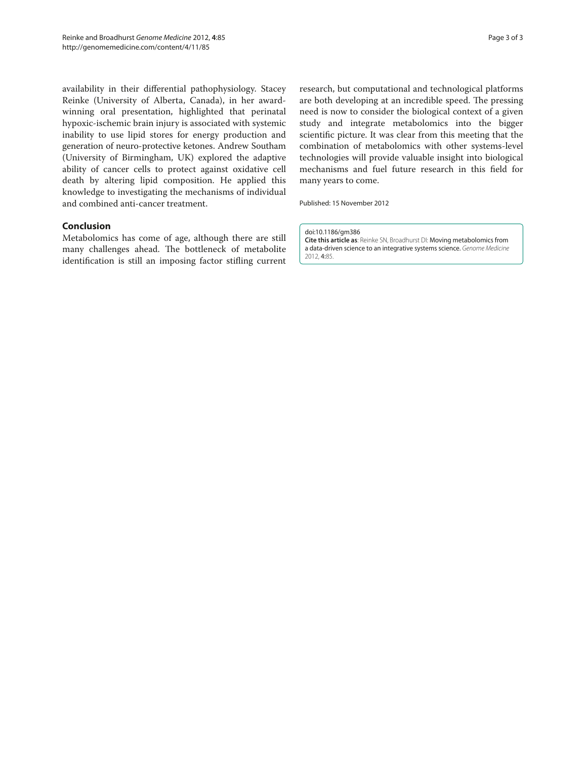availability in their differential pathophysiology. Stacey Reinke (University of Alberta, Canada), in her award-winning oral presentation, highlighted that perinatal hypoxic-ischemic brain injury is associated with systemic inability to use lipid stores for energy production and generation of neuro-protective ketones. Andrew Southam (University of Birmingham, UK) explored the adaptive ability of cancer cells to protect against oxidative cell death by altering lipid composition. He applied this knowledge to investigating the mechanisms of individual and combined anti-cancer treatment.

## Conclusion

Metabolomics has come of age, although there are still many challenges ahead. The bottleneck of metabolite identification is still an imposing factor stifling current research, but computational and technological platforms are both developing at an incredible speed. The pressing need is now to consider the biological context of a given study and integrate metabolomics into the bigger scientific picture. It was clear from this meeting that the combination of metabolomics with other systems-level technologies will provide valuable insight into biological mechanisms and fuel future research in this field for many years to come.

Published: 15 November 2012

doi:10.1186/gm386
**Cite this article as**: Reinke SN, Broadhurst DI: Moving metabolomics from a data-driven science to an integrative systems science. *Genome Medicine* 2012, **4**:85.